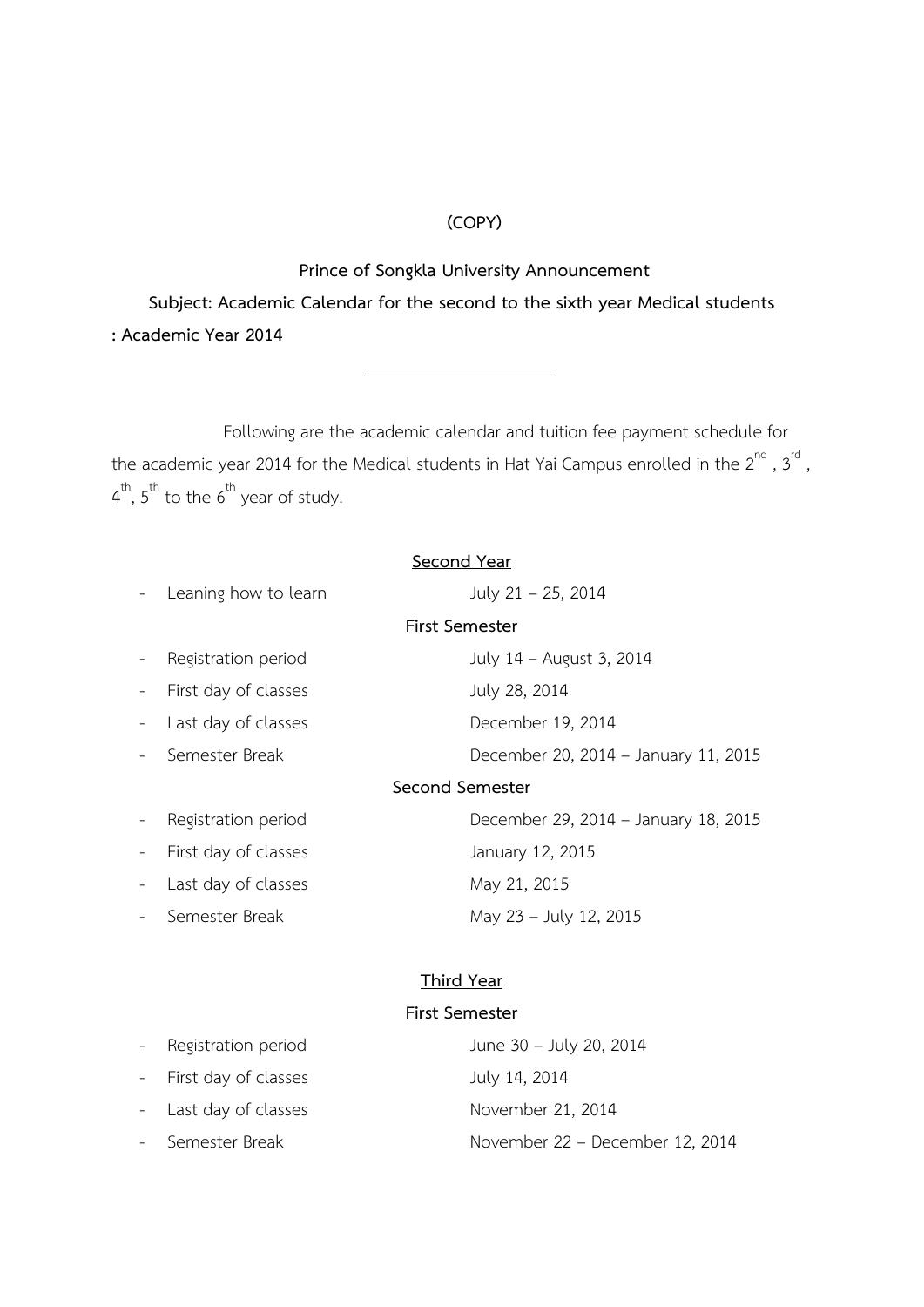**(COPY)**

**Prince of Songkla University Announcement**

**Subject: Academic Calendar for the second to the sixth year Medical students : Academic Year 2014**

---

Following are the academic calendar and tuition fee payment schedule for the academic year 2014 for the Medical students in Hat Yai Campus enrolled in the 2nd, 3rd, 4th, 5th to the 6th year of study.

**Second Year**

- Leaning how to learn — July 21 – 25, 2014

**First Semester**

- Registration period — July 14 – August 3, 2014
- First day of classes — July 28, 2014
- Last day of classes — December 19, 2014
- Semester Break — December 20, 2014 – January 11, 2015

**Second Semester**

- Registration period — December 29, 2014 – January 18, 2015
- First day of classes — January 12, 2015
- Last day of classes — May 21, 2015
- Semester Break — May 23 – July 12, 2015

**Third Year**

**First Semester**

- Registration period — June 30 – July 20, 2014
- First day of classes — July 14, 2014
- Last day of classes — November 21, 2014
- Semester Break — November 22 – December 12, 2014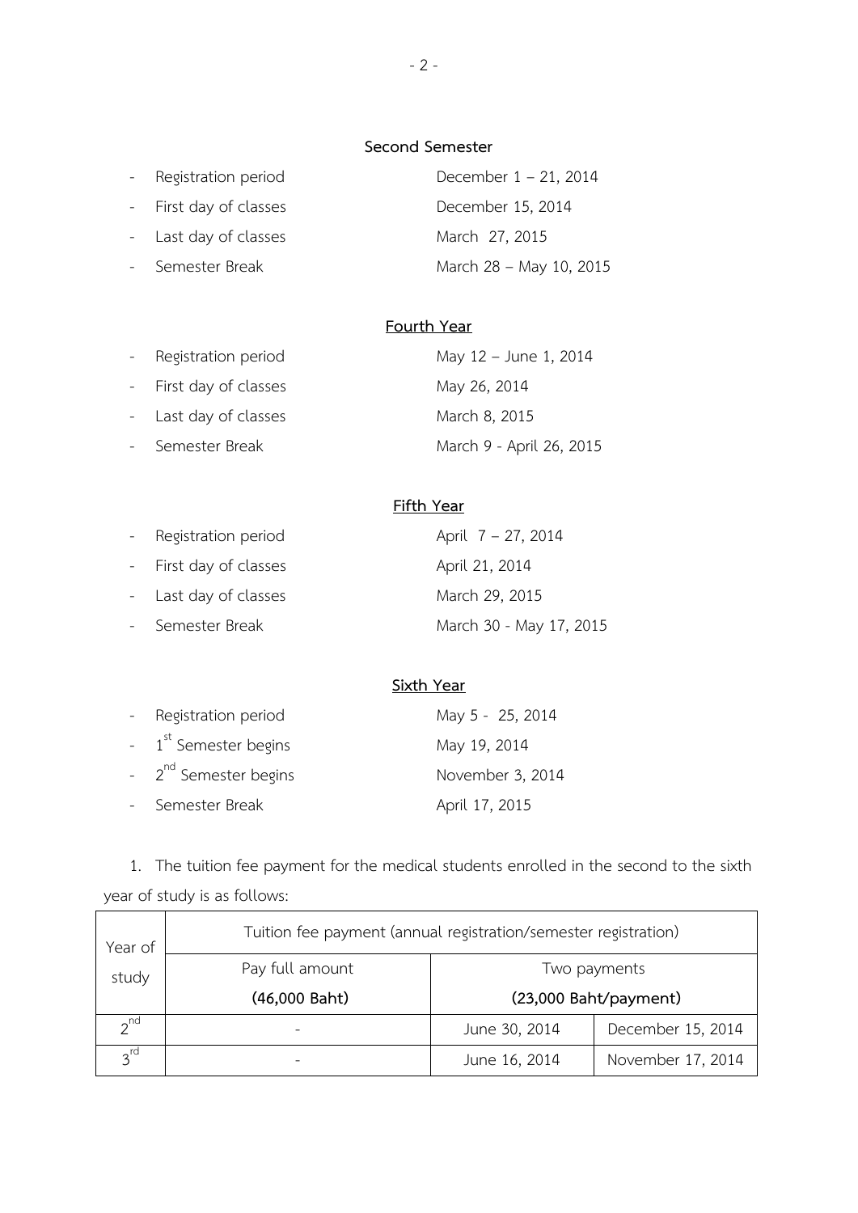**Second Semester**

- Registration period — December 1 – 21, 2014
- First day of classes — December 15, 2014
- Last day of classes — March 27, 2015
- Semester Break — March 28 – May 10, 2015

**Fourth Year**

- Registration period — May 12 – June 1, 2014
- First day of classes — May 26, 2014
- Last day of classes — March 8, 2015
- Semester Break — March 9 - April 26, 2015

**Fifth Year**

- Registration period — April 7 – 27, 2014
- First day of classes — April 21, 2014
- Last day of classes — March 29, 2015
- Semester Break — March 30 - May 17, 2015

**Sixth Year**

- Registration period — May 5 - 25, 2014
- 1st Semester begins — May 19, 2014
- 2nd Semester begins — November 3, 2014
- Semester Break — April 17, 2015

1. The tuition fee payment for the medical students enrolled in the second to the sixth year of study is as follows:

| Year of study | Tuition fee payment (annual registration/semester registration) | | |
|---|---|---|---|
| | Pay full amount **(46,000 Baht)** | Two payments **(23,000 Baht/payment)** | |
| 2nd | - | June 30, 2014 | December 15, 2014 |
| 3rd | - | June 16, 2014 | November 17, 2014 |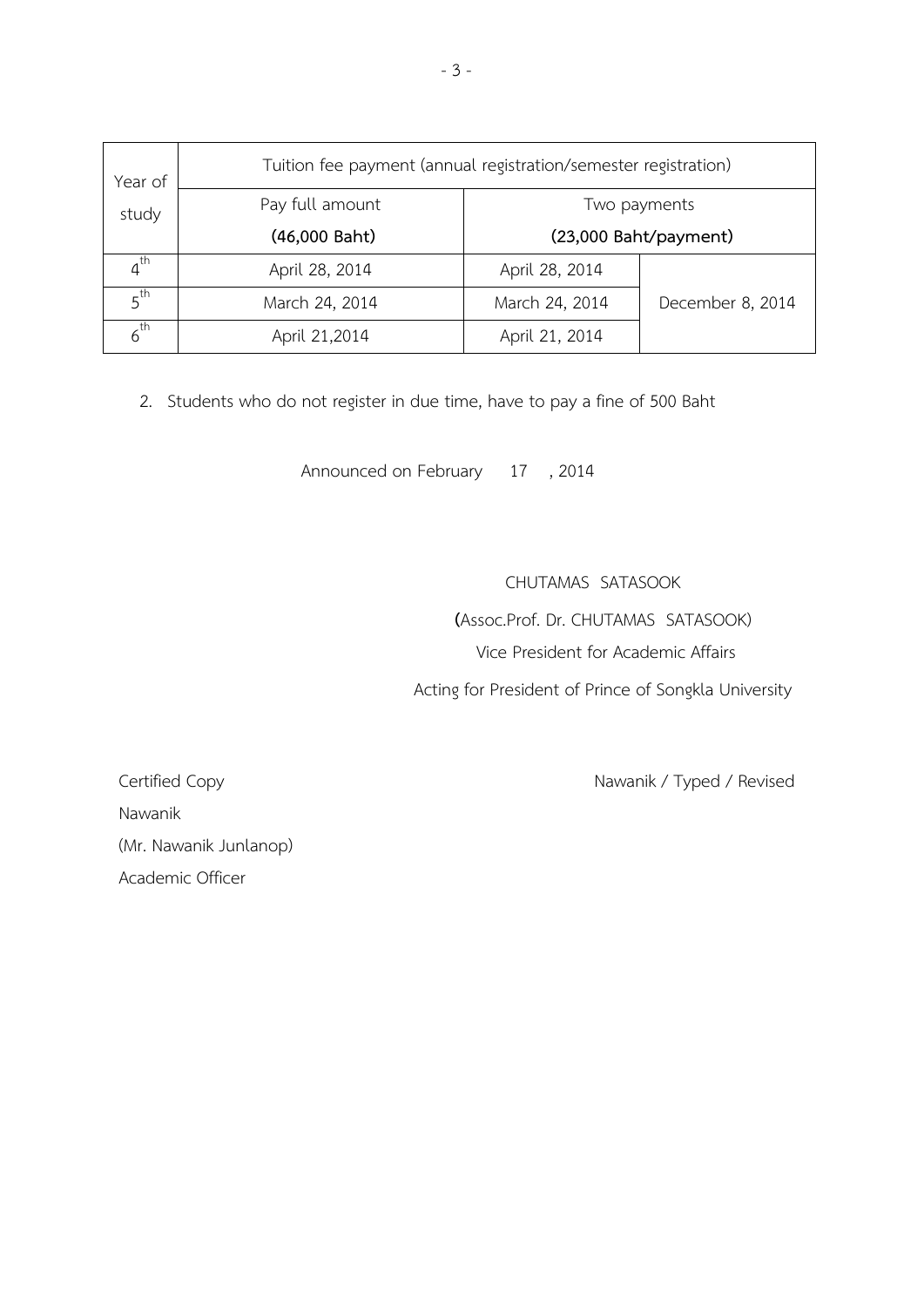| Year of study | Tuition fee payment (annual registration/semester registration) | | |
|---|---|---|---|
| | Pay full amount **(46,000 Baht)** | Two payments **(23,000 Baht/payment)** | |
| 4th | April 28, 2014 | April 28, 2014 | December 8, 2014 |
| 5th | March 24, 2014 | March 24, 2014 | |
| 6th | April 21,2014 | April 21, 2014 | |

2. Students who do not register in due time, have to pay a fine of 500 Baht

Announced on February 17 , 2014

CHUTAMAS SATASOOK

(Assoc.Prof. Dr. CHUTAMAS SATASOOK)

Vice President for Academic Affairs

Acting for President of Prince of Songkla University

Certified Copy

Nawanik

(Mr. Nawanik Junlanop)

Academic Officer

Nawanik / Typed / Revised